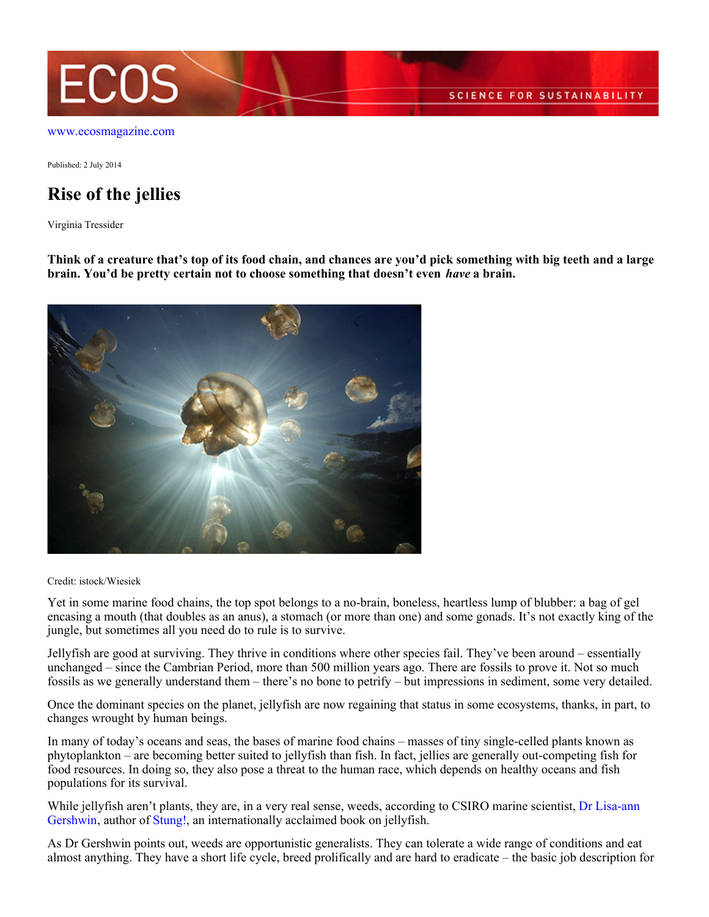www.ecosmagazine.com

Published: 2 July 2014

# Rise of the jellies

Virginia Tressider

**Think of a creature that's top of its food chain, and chances are you'd pick something with big teeth and a large brain. You'd be pretty certain not to choose something that doesn't even *have* a brain.**

Credit: istock/Wiesiek

Yet in some marine food chains, the top spot belongs to a no-brain, boneless, heartless lump of blubber: a bag of gel encasing a mouth (that doubles as an anus), a stomach (or more than one) and some gonads. It's not exactly king of the jungle, but sometimes all you need do to rule is to survive.

Jellyfish are good at surviving. They thrive in conditions where other species fail. They've been around – essentially unchanged – since the Cambrian Period, more than 500 million years ago. There are fossils to prove it. Not so much fossils as we generally understand them – there's no bone to petrify – but impressions in sediment, some very detailed.

Once the dominant species on the planet, jellyfish are now regaining that status in some ecosystems, thanks, in part, to changes wrought by human beings.

In many of today's oceans and seas, the bases of marine food chains – masses of tiny single-celled plants known as phytoplankton – are becoming better suited to jellyfish than fish. In fact, jellies are generally out-competing fish for food resources. In doing so, they also pose a threat to the human race, which depends on healthy oceans and fish populations for its survival.

While jellyfish aren't plants, they are, in a very real sense, weeds, according to CSIRO marine scientist, Dr Lisa-ann Gershwin, author of Stung!, an internationally acclaimed book on jellyfish.

As Dr Gershwin points out, weeds are opportunistic generalists. They can tolerate a wide range of conditions and eat almost anything. They have a short life cycle, breed prolifically and are hard to eradicate – the basic job description for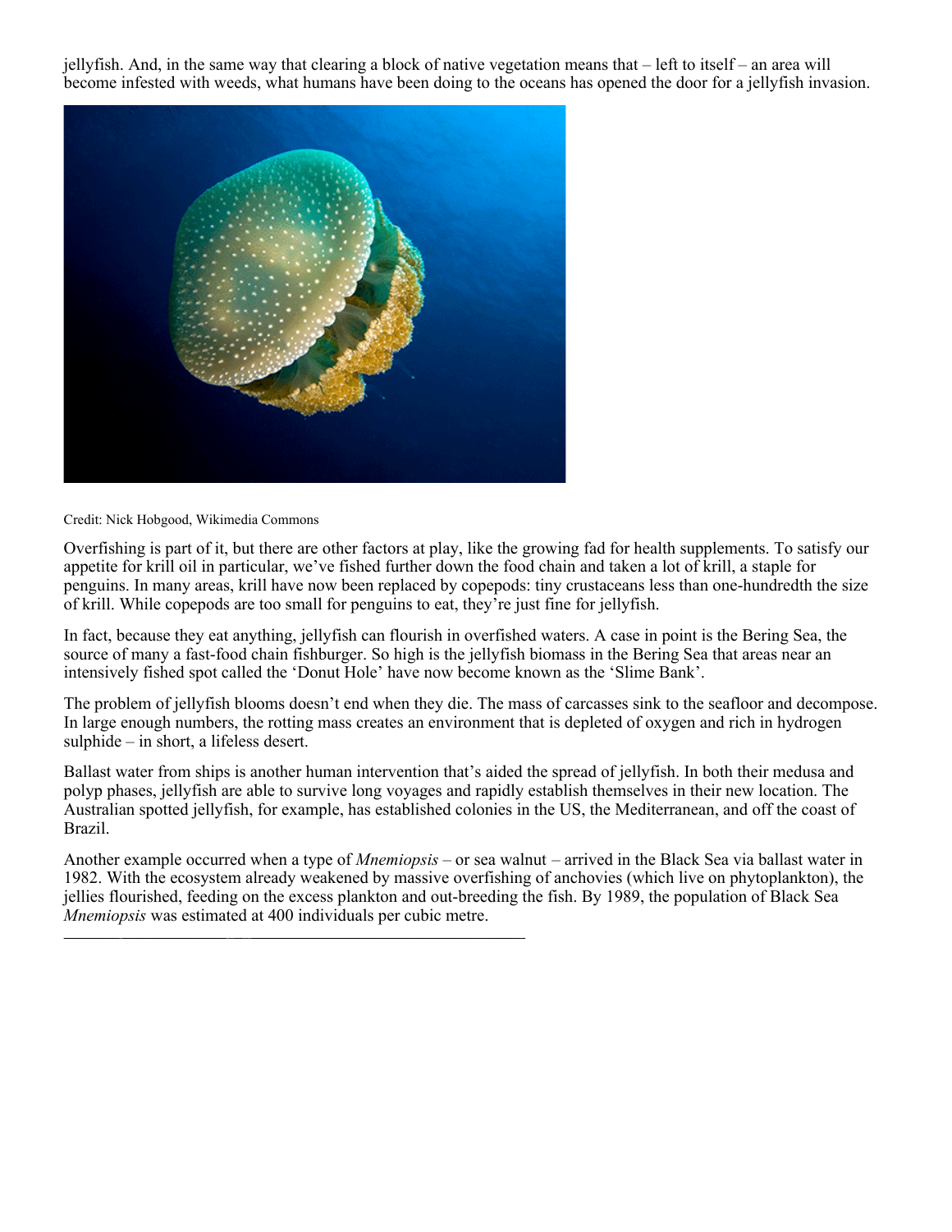jellyfish. And, in the same way that clearing a block of native vegetation means that – left to itself – an area will become infested with weeds, what humans have been doing to the oceans has opened the door for a jellyfish invasion.

Credit: Nick Hobgood, Wikimedia Commons

Overfishing is part of it, but there are other factors at play, like the growing fad for health supplements. To satisfy our appetite for krill oil in particular, we've fished further down the food chain and taken a lot of krill, a staple for penguins. In many areas, krill have now been replaced by copepods: tiny crustaceans less than one-hundredth the size of krill. While copepods are too small for penguins to eat, they're just fine for jellyfish.

In fact, because they eat anything, jellyfish can flourish in overfished waters. A case in point is the Bering Sea, the source of many a fast-food chain fishburger. So high is the jellyfish biomass in the Bering Sea that areas near an intensively fished spot called the 'Donut Hole' have now become known as the 'Slime Bank'.

The problem of jellyfish blooms doesn't end when they die. The mass of carcasses sink to the seafloor and decompose. In large enough numbers, the rotting mass creates an environment that is depleted of oxygen and rich in hydrogen sulphide – in short, a lifeless desert.

Ballast water from ships is another human intervention that's aided the spread of jellyfish. In both their medusa and polyp phases, jellyfish are able to survive long voyages and rapidly establish themselves in their new location. The Australian spotted jellyfish, for example, has established colonies in the US, the Mediterranean, and off the coast of Brazil.

Another example occurred when a type of *Mnemiopsis* – or sea walnut – arrived in the Black Sea via ballast water in 1982. With the ecosystem already weakened by massive overfishing of anchovies (which live on phytoplankton), the jellies flourished, feeding on the excess plankton and out-breeding the fish. By 1989, the population of Black Sea *Mnemiopsis* was estimated at 400 individuals per cubic metre.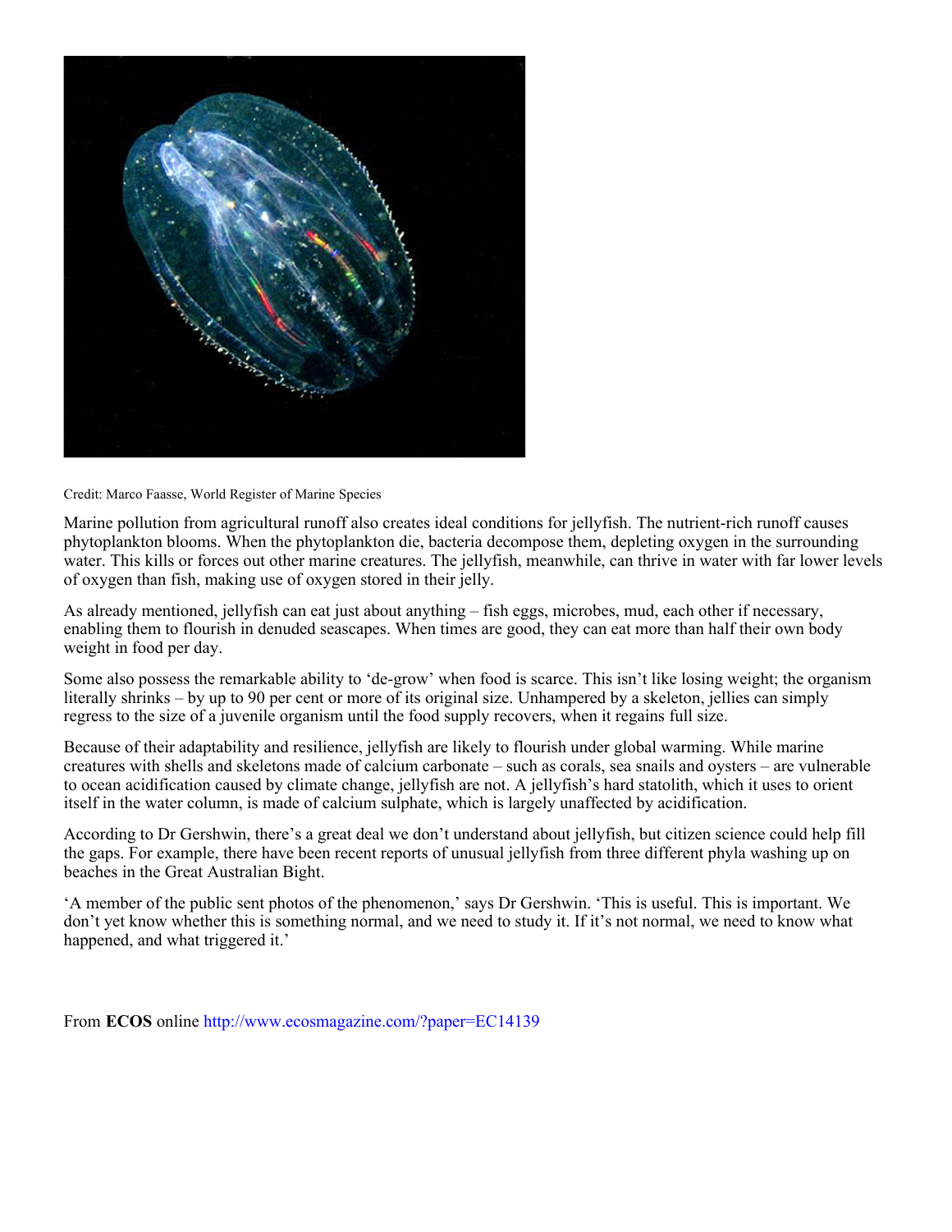Credit: Marco Faasse, World Register of Marine Species

Marine pollution from agricultural runoff also creates ideal conditions for jellyfish. The nutrient-rich runoff causes phytoplankton blooms. When the phytoplankton die, bacteria decompose them, depleting oxygen in the surrounding water. This kills or forces out other marine creatures. The jellyfish, meanwhile, can thrive in water with far lower levels of oxygen than fish, making use of oxygen stored in their jelly.

As already mentioned, jellyfish can eat just about anything – fish eggs, microbes, mud, each other if necessary, enabling them to flourish in denuded seascapes. When times are good, they can eat more than half their own body weight in food per day.

Some also possess the remarkable ability to 'de-grow' when food is scarce. This isn't like losing weight; the organism literally shrinks – by up to 90 per cent or more of its original size. Unhampered by a skeleton, jellies can simply regress to the size of a juvenile organism until the food supply recovers, when it regains full size.

Because of their adaptability and resilience, jellyfish are likely to flourish under global warming. While marine creatures with shells and skeletons made of calcium carbonate – such as corals, sea snails and oysters – are vulnerable to ocean acidification caused by climate change, jellyfish are not. A jellyfish's hard statolith, which it uses to orient itself in the water column, is made of calcium sulphate, which is largely unaffected by acidification.

According to Dr Gershwin, there's a great deal we don't understand about jellyfish, but citizen science could help fill the gaps. For example, there have been recent reports of unusual jellyfish from three different phyla washing up on beaches in the Great Australian Bight.

'A member of the public sent photos of the phenomenon,' says Dr Gershwin. 'This is useful. This is important. We don't yet know whether this is something normal, and we need to study it. If it's not normal, we need to know what happened, and what triggered it.'

From **ECOS** online http://www.ecosmagazine.com/?paper=EC14139